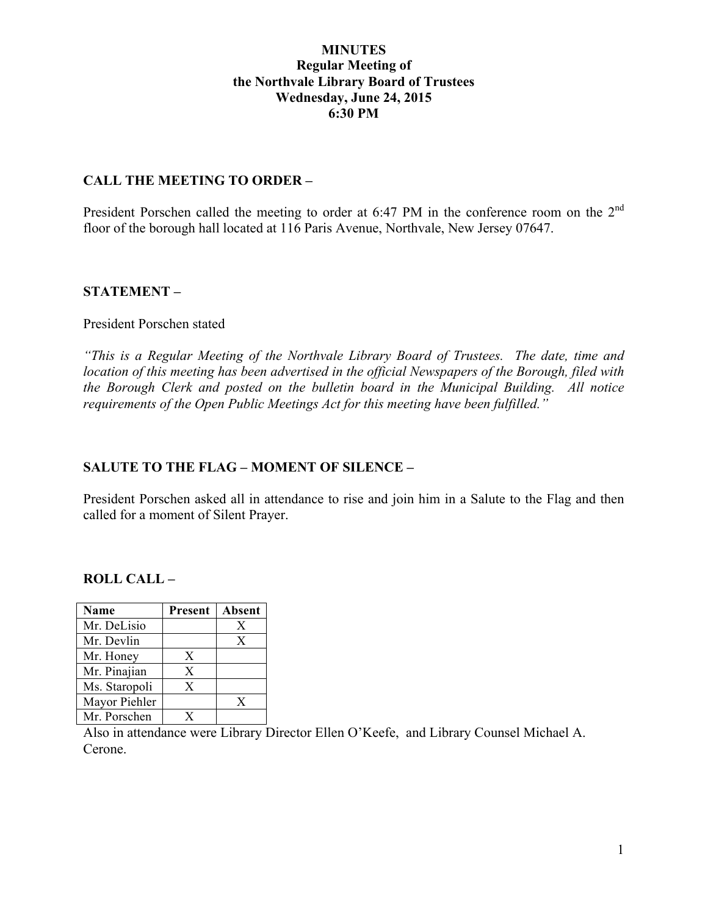# MINUTES
## Regular Meeting of
## the Northvale Library Board of Trustees
## Wednesday, June 24, 2015
## 6:30 PM

### CALL THE MEETING TO ORDER –

President Porschen called the meeting to order at 6:47 PM in the conference room on the 2nd floor of the borough hall located at 116 Paris Avenue, Northvale, New Jersey 07647.

### STATEMENT –

President Porschen stated

*"This is a Regular Meeting of the Northvale Library Board of Trustees. The date, time and location of this meeting has been advertised in the official Newspapers of the Borough, filed with the Borough Clerk and posted on the bulletin board in the Municipal Building. All notice requirements of the Open Public Meetings Act for this meeting have been fulfilled."*

### SALUTE TO THE FLAG – MOMENT OF SILENCE –

President Porschen asked all in attendance to rise and join him in a Salute to the Flag and then called for a moment of Silent Prayer.

### ROLL CALL –

| Name | Present | Absent |
|---|---|---|
| Mr. DeLisio | | X |
| Mr. Devlin | | X |
| Mr. Honey | X | |
| Mr. Pinajian | X | |
| Ms. Staropoli | X | |
| Mayor Piehler | | X |
| Mr. Porschen | X | |

Also in attendance were Library Director Ellen O'Keefe, and Library Counsel Michael A. Cerone.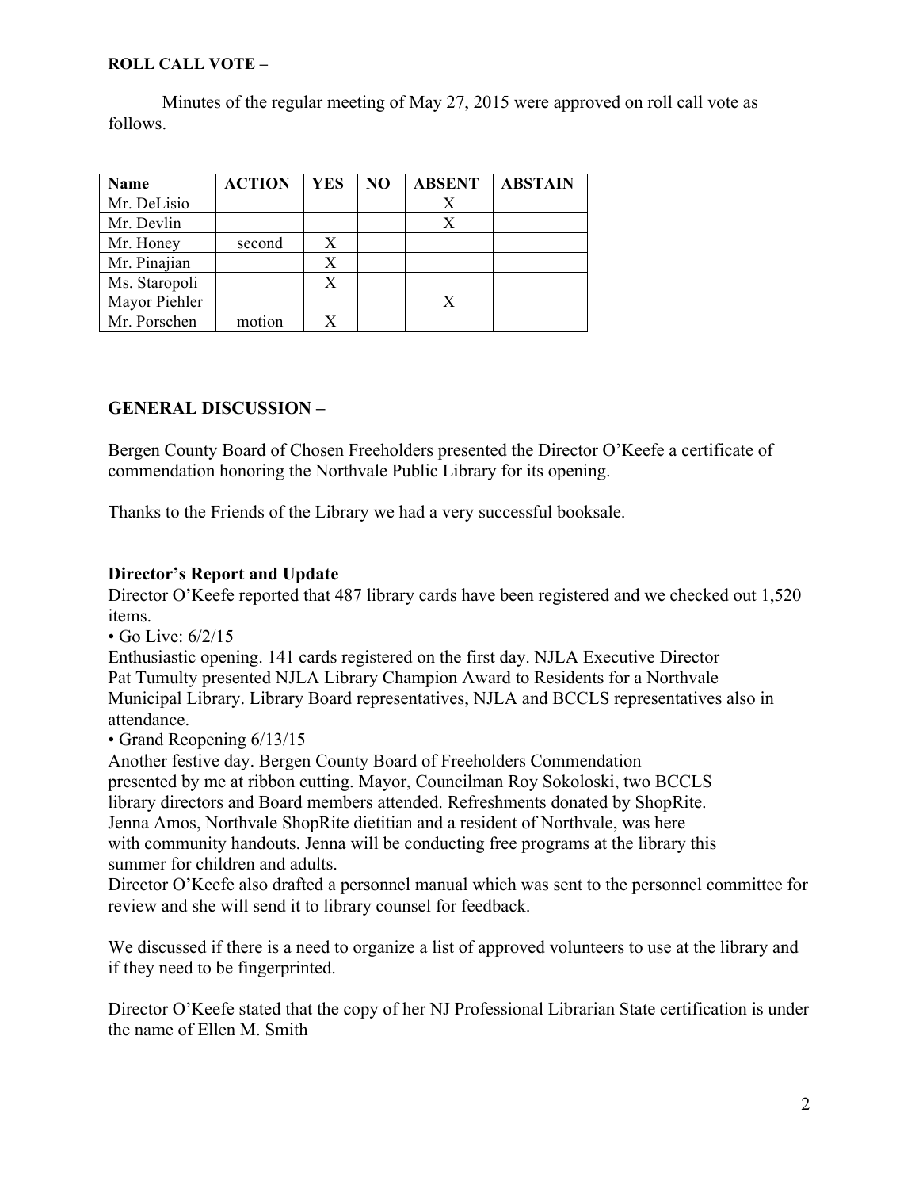**ROLL CALL VOTE –**

Minutes of the regular meeting of May 27, 2015 were approved on roll call vote as follows.

| Name | ACTION | YES | NO | ABSENT | ABSTAIN |
|---|---|---|---|---|---|
| Mr. DeLisio | | | | X | |
| Mr. Devlin | | | | X | |
| Mr. Honey | second | X | | | |
| Mr. Pinajian | | X | | | |
| Ms. Staropoli | | X | | | |
| Mayor Piehler | | | | X | |
| Mr. Porschen | motion | X | | | |

**GENERAL DISCUSSION –**

Bergen County Board of Chosen Freeholders presented the Director O'Keefe a certificate of commendation honoring the Northvale Public Library for its opening.

Thanks to the Friends of the Library we had a very successful booksale.

**Director's Report and Update**

Director O'Keefe reported that 487 library cards have been registered and we checked out 1,520 items.

• Go Live: 6/2/15

Enthusiastic opening. 141 cards registered on the first day. NJLA Executive Director Pat Tumulty presented NJLA Library Champion Award to Residents for a Northvale Municipal Library. Library Board representatives, NJLA and BCCLS representatives also in attendance.

• Grand Reopening 6/13/15

Another festive day. Bergen County Board of Freeholders Commendation presented by me at ribbon cutting. Mayor, Councilman Roy Sokoloski, two BCCLS library directors and Board members attended. Refreshments donated by ShopRite. Jenna Amos, Northvale ShopRite dietitian and a resident of Northvale, was here with community handouts. Jenna will be conducting free programs at the library this summer for children and adults.

Director O'Keefe also drafted a personnel manual which was sent to the personnel committee for review and she will send it to library counsel for feedback.

We discussed if there is a need to organize a list of approved volunteers to use at the library and if they need to be fingerprinted.

Director O'Keefe stated that the copy of her NJ Professional Librarian State certification is under the name of Ellen M. Smith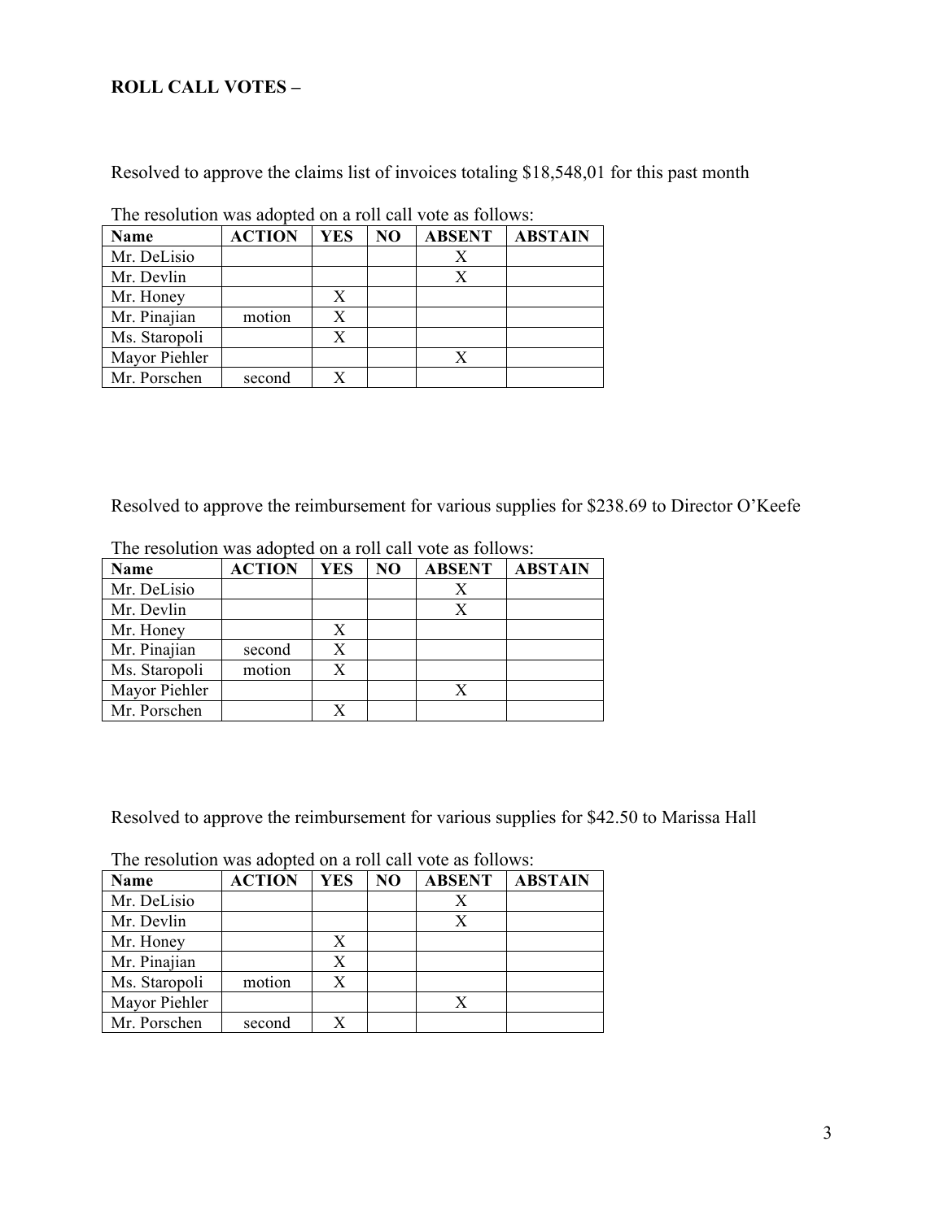**ROLL CALL VOTES –**

Resolved to approve the claims list of invoices totaling $18,548,01 for this past month

The resolution was adopted on a roll call vote as follows:

| Name | ACTION | YES | NO | ABSENT | ABSTAIN |
|---|---|---|---|---|---|
| Mr. DeLisio | | | | X | |
| Mr. Devlin | | | | X | |
| Mr. Honey | | X | | | |
| Mr. Pinajian | motion | X | | | |
| Ms. Staropoli | | X | | | |
| Mayor Piehler | | | | X | |
| Mr. Porschen | second | X | | | |

Resolved to approve the reimbursement for various supplies for $238.69 to Director O'Keefe

The resolution was adopted on a roll call vote as follows:

| Name | ACTION | YES | NO | ABSENT | ABSTAIN |
|---|---|---|---|---|---|
| Mr. DeLisio | | | | X | |
| Mr. Devlin | | | | X | |
| Mr. Honey | | X | | | |
| Mr. Pinajian | second | X | | | |
| Ms. Staropoli | motion | X | | | |
| Mayor Piehler | | | | X | |
| Mr. Porschen | | X | | | |

Resolved to approve the reimbursement for various supplies for $42.50 to Marissa Hall

The resolution was adopted on a roll call vote as follows:

| Name | ACTION | YES | NO | ABSENT | ABSTAIN |
|---|---|---|---|---|---|
| Mr. DeLisio | | | | X | |
| Mr. Devlin | | | | X | |
| Mr. Honey | | X | | | |
| Mr. Pinajian | | X | | | |
| Ms. Staropoli | motion | X | | | |
| Mayor Piehler | | | | X | |
| Mr. Porschen | second | X | | | |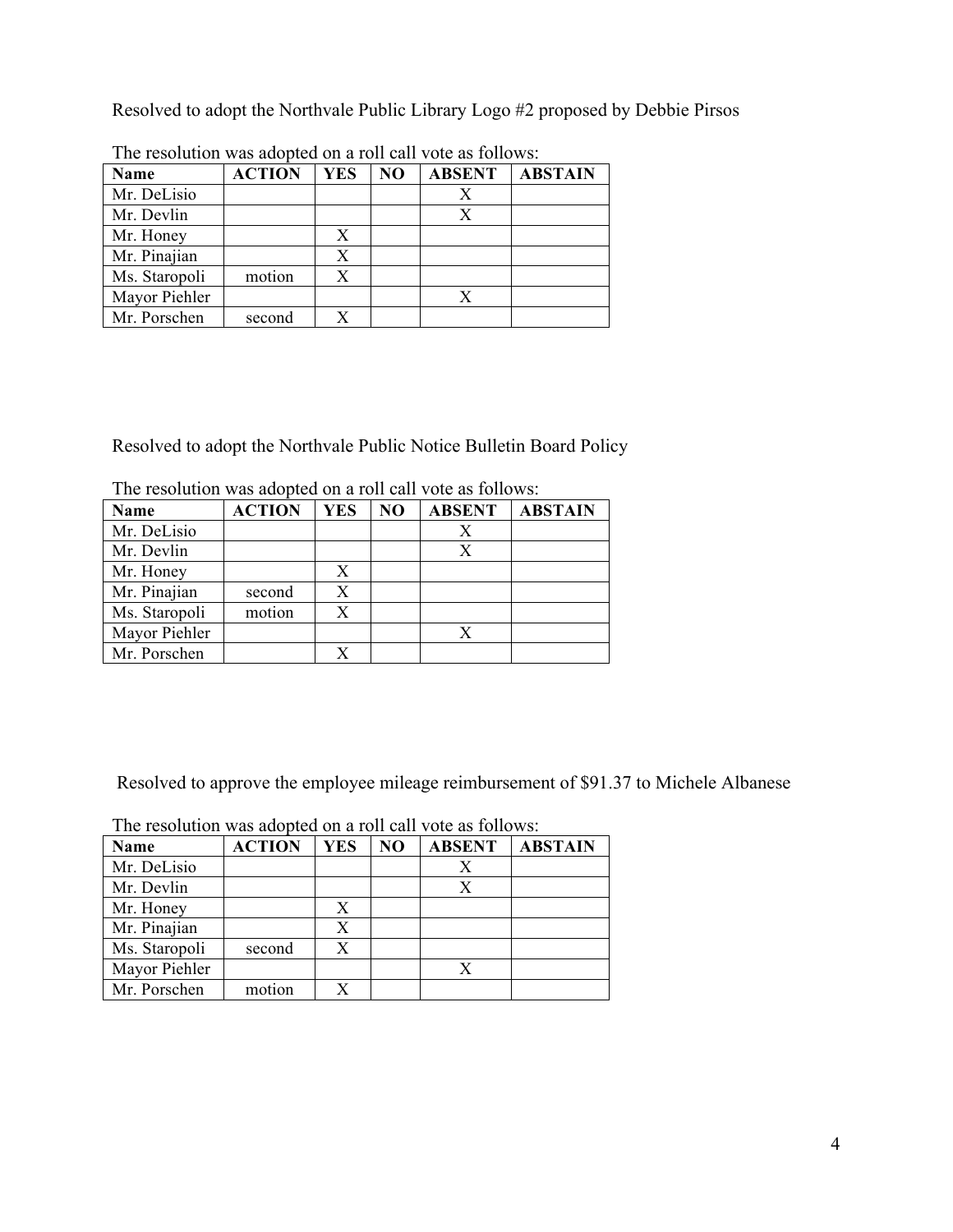Resolved to adopt the Northvale Public Library Logo #2 proposed by Debbie Pirsos

The resolution was adopted on a roll call vote as follows:

| Name | ACTION | YES | NO | ABSENT | ABSTAIN |
|---|---|---|---|---|---|
| Mr. DeLisio | | | | X | |
| Mr. Devlin | | | | X | |
| Mr. Honey | | X | | | |
| Mr. Pinajian | | X | | | |
| Ms. Staropoli | motion | X | | | |
| Mayor Piehler | | | | X | |
| Mr. Porschen | second | X | | | |

Resolved to adopt the Northvale Public Notice Bulletin Board Policy

The resolution was adopted on a roll call vote as follows:

| Name | ACTION | YES | NO | ABSENT | ABSTAIN |
|---|---|---|---|---|---|
| Mr. DeLisio | | | | X | |
| Mr. Devlin | | | | X | |
| Mr. Honey | | X | | | |
| Mr. Pinajian | second | X | | | |
| Ms. Staropoli | motion | X | | | |
| Mayor Piehler | | | | X | |
| Mr. Porschen | | X | | | |

Resolved to approve the employee mileage reimbursement of $91.37 to Michele Albanese

The resolution was adopted on a roll call vote as follows:

| Name | ACTION | YES | NO | ABSENT | ABSTAIN |
|---|---|---|---|---|---|
| Mr. DeLisio | | | | X | |
| Mr. Devlin | | | | X | |
| Mr. Honey | | X | | | |
| Mr. Pinajian | | X | | | |
| Ms. Staropoli | second | X | | | |
| Mayor Piehler | | | | X | |
| Mr. Porschen | motion | X | | | |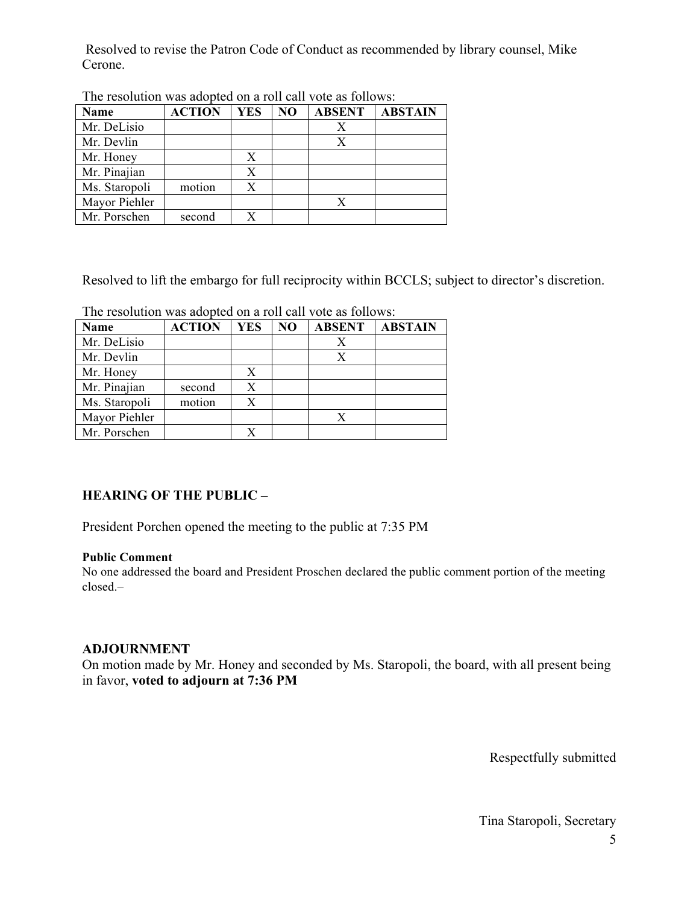Resolved to revise the Patron Code of Conduct as recommended by library counsel, Mike Cerone.

The resolution was adopted on a roll call vote as follows:

| Name | ACTION | YES | NO | ABSENT | ABSTAIN |
|---|---|---|---|---|---|
| Mr. DeLisio | | | | X | |
| Mr. Devlin | | | | X | |
| Mr. Honey | | X | | | |
| Mr. Pinajian | | X | | | |
| Ms. Staropoli | motion | X | | | |
| Mayor Piehler | | | | X | |
| Mr. Porschen | second | X | | | |

Resolved to lift the embargo for full reciprocity within BCCLS; subject to director's discretion.

The resolution was adopted on a roll call vote as follows:

| Name | ACTION | YES | NO | ABSENT | ABSTAIN |
|---|---|---|---|---|---|
| Mr. DeLisio | | | | X | |
| Mr. Devlin | | | | X | |
| Mr. Honey | | X | | | |
| Mr. Pinajian | second | X | | | |
| Ms. Staropoli | motion | X | | | |
| Mayor Piehler | | | | X | |
| Mr. Porschen | | X | | | |

### HEARING OF THE PUBLIC –

President Porchen opened the meeting to the public at 7:35 PM

**Public Comment**

No one addressed the board and President Proschen declared the public comment portion of the meeting closed.–

### ADJOURNMENT

On motion made by Mr. Honey and seconded by Ms. Staropoli, the board, with all present being in favor, **voted to adjourn at 7:36 PM**

Respectfully submitted

Tina Staropoli, Secretary